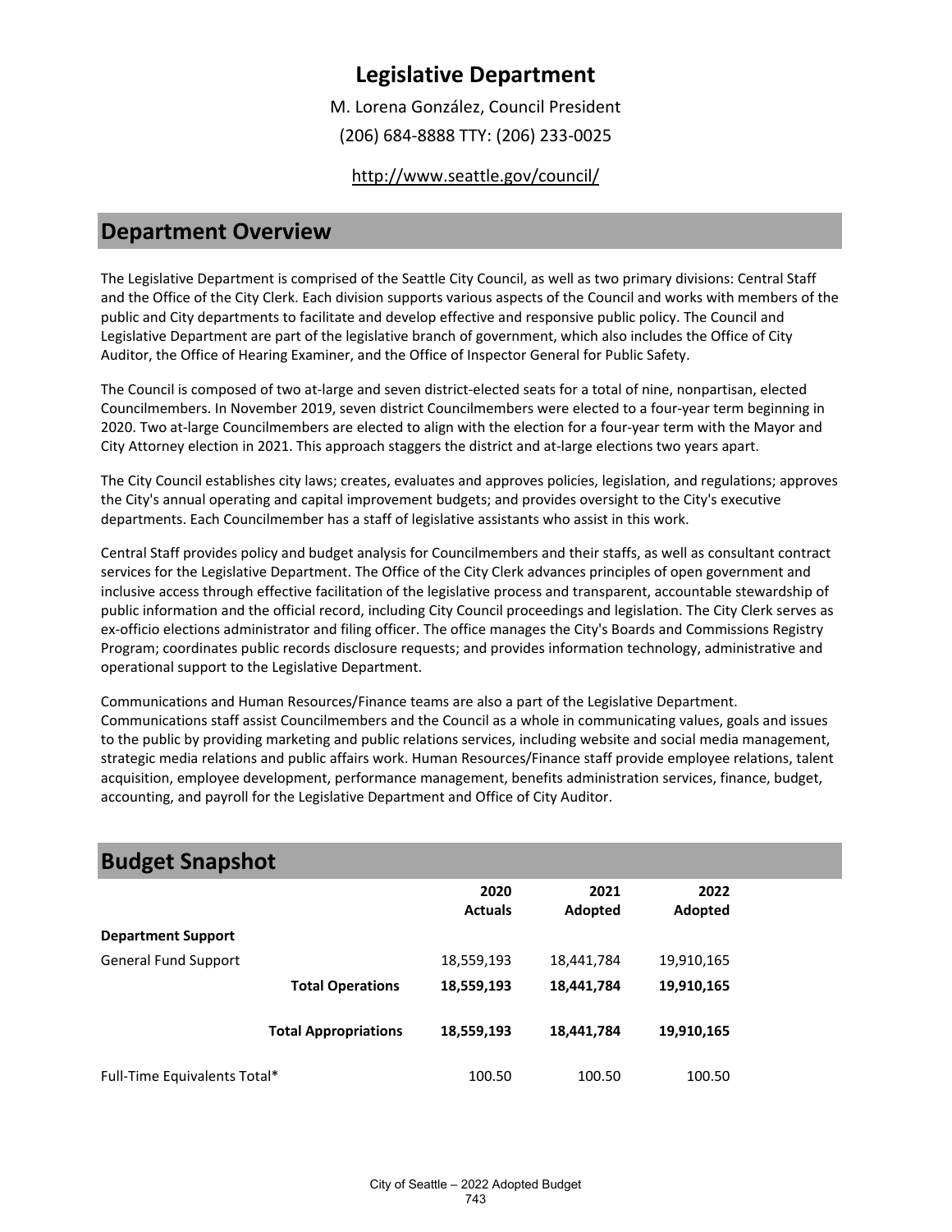# Legislative Department

M. Lorena González, Council President

(206) 684-8888 TTY: (206) 233-0025

http://www.seattle.gov/council/

## Department Overview

The Legislative Department is comprised of the Seattle City Council, as well as two primary divisions: Central Staff and the Office of the City Clerk. Each division supports various aspects of the Council and works with members of the public and City departments to facilitate and develop effective and responsive public policy. The Council and Legislative Department are part of the legislative branch of government, which also includes the Office of City Auditor, the Office of Hearing Examiner, and the Office of Inspector General for Public Safety.

The Council is composed of two at-large and seven district-elected seats for a total of nine, nonpartisan, elected Councilmembers. In November 2019, seven district Councilmembers were elected to a four-year term beginning in 2020. Two at-large Councilmembers are elected to align with the election for a four-year term with the Mayor and City Attorney election in 2021. This approach staggers the district and at-large elections two years apart.

The City Council establishes city laws; creates, evaluates and approves policies, legislation, and regulations; approves the City's annual operating and capital improvement budgets; and provides oversight to the City's executive departments. Each Councilmember has a staff of legislative assistants who assist in this work.

Central Staff provides policy and budget analysis for Councilmembers and their staffs, as well as consultant contract services for the Legislative Department. The Office of the City Clerk advances principles of open government and inclusive access through effective facilitation of the legislative process and transparent, accountable stewardship of public information and the official record, including City Council proceedings and legislation. The City Clerk serves as ex-officio elections administrator and filing officer. The office manages the City's Boards and Commissions Registry Program; coordinates public records disclosure requests; and provides information technology, administrative and operational support to the Legislative Department.

Communications and Human Resources/Finance teams are also a part of the Legislative Department. Communications staff assist Councilmembers and the Council as a whole in communicating values, goals and issues to the public by providing marketing and public relations services, including website and social media management, strategic media relations and public affairs work. Human Resources/Finance staff provide employee relations, talent acquisition, employee development, performance management, benefits administration services, finance, budget, accounting, and payroll for the Legislative Department and Office of City Auditor.

## Budget Snapshot

| | 2020 Actuals | 2021 Adopted | 2022 Adopted |
|---|---|---|---|
| **Department Support** | | | |
| General Fund Support | 18,559,193 | 18,441,784 | 19,910,165 |
| **Total Operations** | **18,559,193** | **18,441,784** | **19,910,165** |
| **Total Appropriations** | **18,559,193** | **18,441,784** | **19,910,165** |
| Full-Time Equivalents Total* | 100.50 | 100.50 | 100.50 |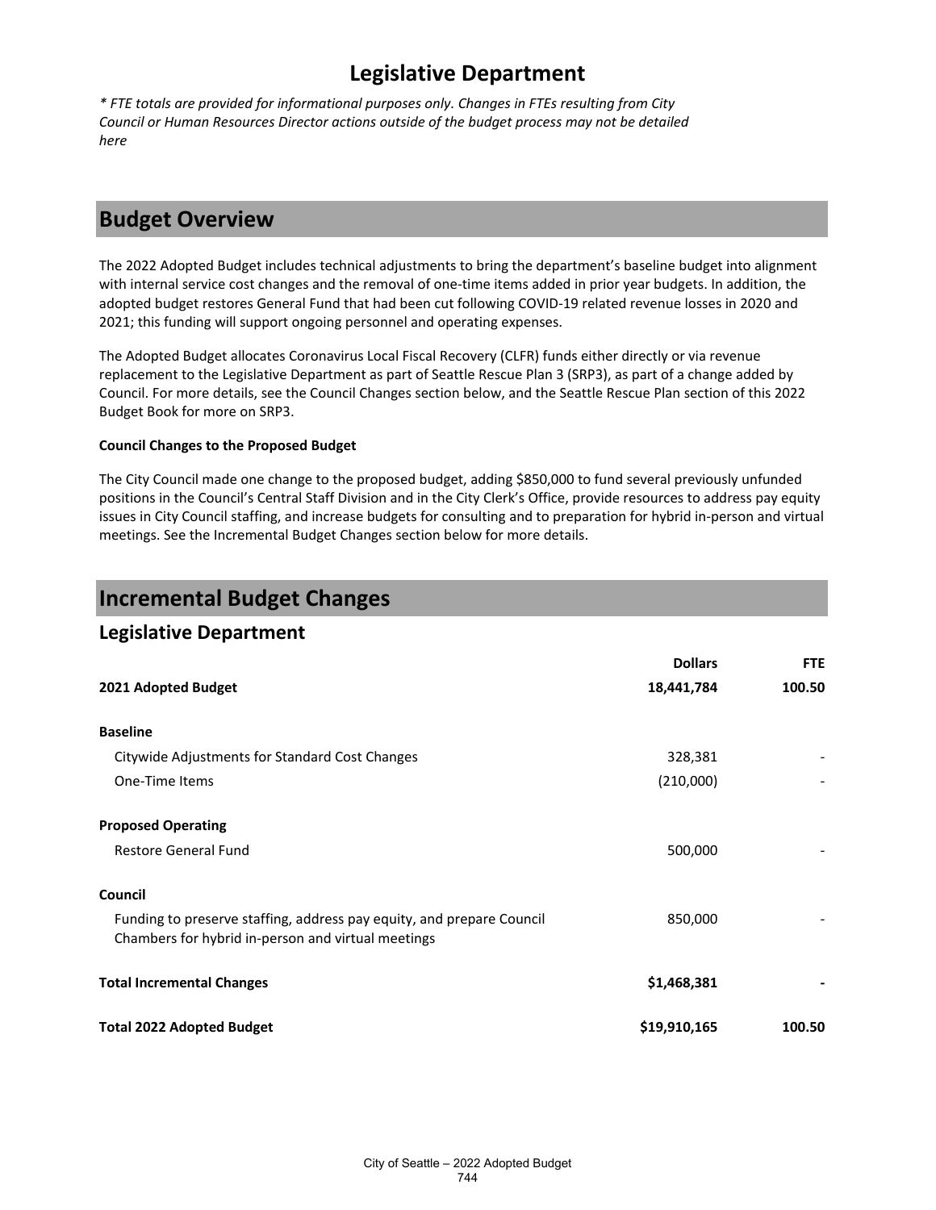# Legislative Department

*\* FTE totals are provided for informational purposes only. Changes in FTEs resulting from City Council or Human Resources Director actions outside of the budget process may not be detailed here*

## Budget Overview

The 2022 Adopted Budget includes technical adjustments to bring the department's baseline budget into alignment with internal service cost changes and the removal of one-time items added in prior year budgets. In addition, the adopted budget restores General Fund that had been cut following COVID-19 related revenue losses in 2020 and 2021; this funding will support ongoing personnel and operating expenses.

The Adopted Budget allocates Coronavirus Local Fiscal Recovery (CLFR) funds either directly or via revenue replacement to the Legislative Department as part of Seattle Rescue Plan 3 (SRP3), as part of a change added by Council. For more details, see the Council Changes section below, and the Seattle Rescue Plan section of this 2022 Budget Book for more on SRP3.

**Council Changes to the Proposed Budget**

The City Council made one change to the proposed budget, adding $850,000 to fund several previously unfunded positions in the Council's Central Staff Division and in the City Clerk's Office, provide resources to address pay equity issues in City Council staffing, and increase budgets for consulting and to preparation for hybrid in-person and virtual meetings. See the Incremental Budget Changes section below for more details.

## Incremental Budget Changes

### Legislative Department

| | Dollars | FTE |
|---|---|---|
| **2021 Adopted Budget** | **18,441,784** | **100.50** |
| **Baseline** | | |
| Citywide Adjustments for Standard Cost Changes | 328,381 | - |
| One-Time Items | (210,000) | - |
| **Proposed Operating** | | |
| Restore General Fund | 500,000 | - |
| **Council** | | |
| Funding to preserve staffing, address pay equity, and prepare Council Chambers for hybrid in-person and virtual meetings | 850,000 | - |
| **Total Incremental Changes** | **$1,468,381** | **-** |
| **Total 2022 Adopted Budget** | **$19,910,165** | **100.50** |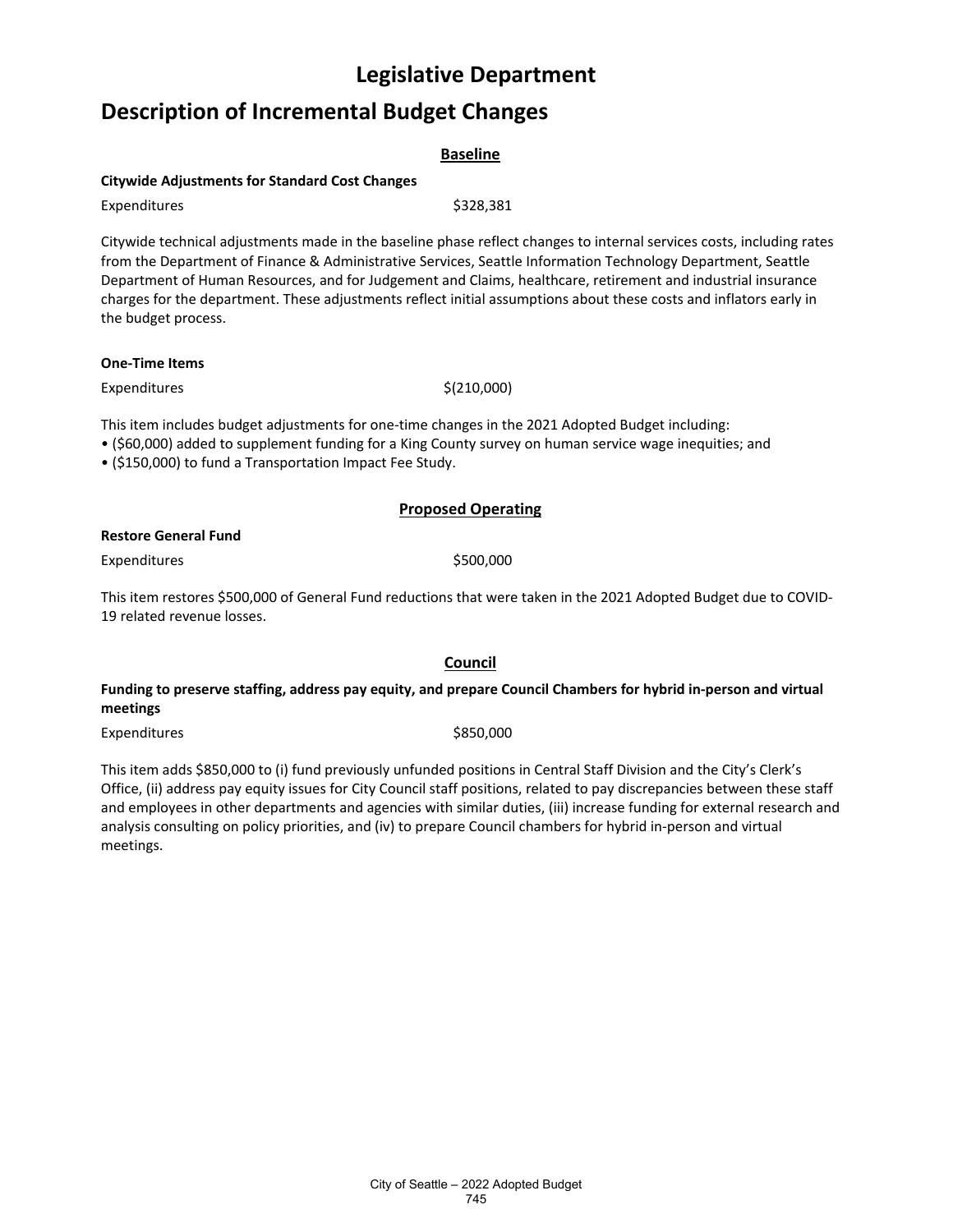# Legislative Department

## Description of Incremental Budget Changes

### Baseline

**Citywide Adjustments for Standard Cost Changes**

Expenditures $328,381

Citywide technical adjustments made in the baseline phase reflect changes to internal services costs, including rates from the Department of Finance & Administrative Services, Seattle Information Technology Department, Seattle Department of Human Resources, and for Judgement and Claims, healthcare, retirement and industrial insurance charges for the department. These adjustments reflect initial assumptions about these costs and inflators early in the budget process.

**One-Time Items**

Expenditures $(210,000)

This item includes budget adjustments for one-time changes in the 2021 Adopted Budget including:

- ($60,000) added to supplement funding for a King County survey on human service wage inequities; and
- ($150,000) to fund a Transportation Impact Fee Study.

### Proposed Operating

**Restore General Fund**

Expenditures $500,000

This item restores $500,000 of General Fund reductions that were taken in the 2021 Adopted Budget due to COVID-19 related revenue losses.

### Council

**Funding to preserve staffing, address pay equity, and prepare Council Chambers for hybrid in-person and virtual meetings**

Expenditures $850,000

This item adds $850,000 to (i) fund previously unfunded positions in Central Staff Division and the City's Clerk's Office, (ii) address pay equity issues for City Council staff positions, related to pay discrepancies between these staff and employees in other departments and agencies with similar duties, (iii) increase funding for external research and analysis consulting on policy priorities, and (iv) to prepare Council chambers for hybrid in-person and virtual meetings.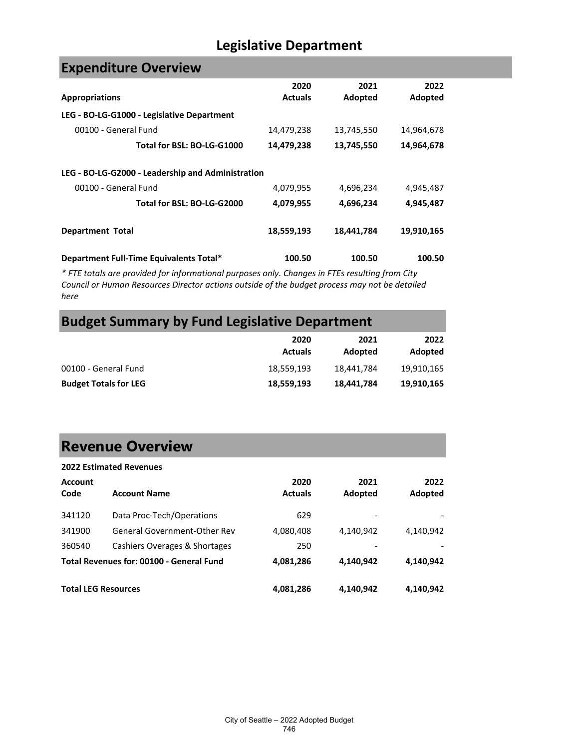# Legislative Department

## Expenditure Overview

| Appropriations | 2020 Actuals | 2021 Adopted | 2022 Adopted |
|---|---|---|---|
| **LEG - BO-LG-G1000 - Legislative Department** | | | |
| 00100 - General Fund | 14,479,238 | 13,745,550 | 14,964,678 |
| **Total for BSL: BO-LG-G1000** | **14,479,238** | **13,745,550** | **14,964,678** |
| **LEG - BO-LG-G2000 - Leadership and Administration** | | | |
| 00100 - General Fund | 4,079,955 | 4,696,234 | 4,945,487 |
| **Total for BSL: BO-LG-G2000** | **4,079,955** | **4,696,234** | **4,945,487** |
| **Department Total** | **18,559,193** | **18,441,784** | **19,910,165** |
| **Department Full-Time Equivalents Total*** | **100.50** | **100.50** | **100.50** |

*\* FTE totals are provided for informational purposes only. Changes in FTEs resulting from City Council or Human Resources Director actions outside of the budget process may not be detailed here*

## Budget Summary by Fund Legislative Department

| | 2020 Actuals | 2021 Adopted | 2022 Adopted |
|---|---|---|---|
| 00100 - General Fund | 18,559,193 | 18,441,784 | 19,910,165 |
| **Budget Totals for LEG** | **18,559,193** | **18,441,784** | **19,910,165** |

## Revenue Overview

**2022 Estimated Revenues**

| Account Code | Account Name | 2020 Actuals | 2021 Adopted | 2022 Adopted |
|---|---|---|---|---|
| 341120 | Data Proc-Tech/Operations | 629 | - | - |
| 341900 | General Government-Other Rev | 4,080,408 | 4,140,942 | 4,140,942 |
| 360540 | Cashiers Overages & Shortages | 250 | - | - |
| **Total Revenues for: 00100 - General Fund** | | **4,081,286** | **4,140,942** | **4,140,942** |
| **Total LEG Resources** | | **4,081,286** | **4,140,942** | **4,140,942** |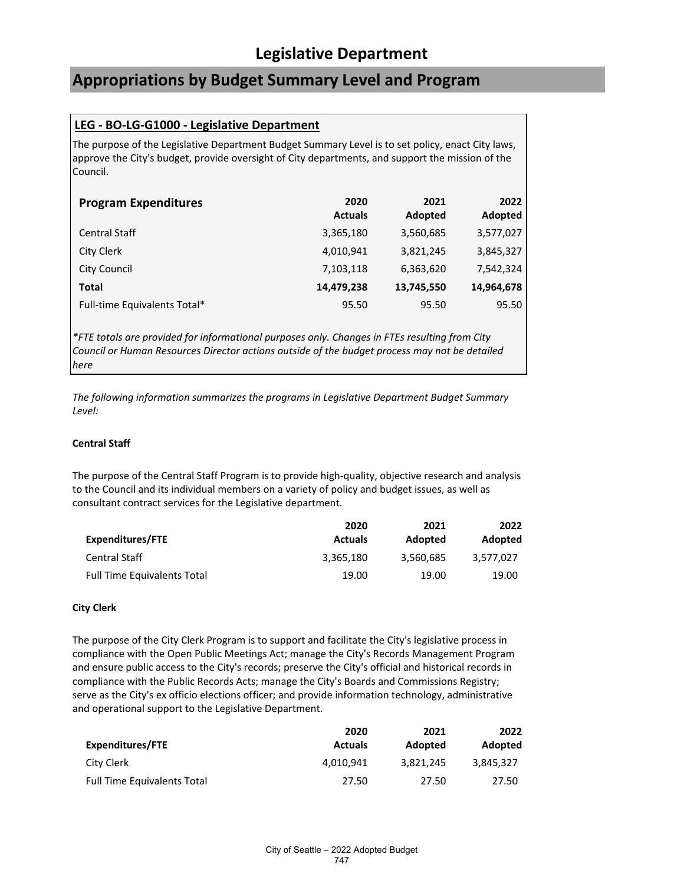# Legislative Department

## Appropriations by Budget Summary Level and Program

### LEG - BO-LG-G1000 - Legislative Department

The purpose of the Legislative Department Budget Summary Level is to set policy, enact City laws, approve the City's budget, provide oversight of City departments, and support the mission of the Council.

| Program Expenditures | 2020 Actuals | 2021 Adopted | 2022 Adopted |
|---|---|---|---|
| Central Staff | 3,365,180 | 3,560,685 | 3,577,027 |
| City Clerk | 4,010,941 | 3,821,245 | 3,845,327 |
| City Council | 7,103,118 | 6,363,620 | 7,542,324 |
| **Total** | **14,479,238** | **13,745,550** | **14,964,678** |
| Full-time Equivalents Total* | 95.50 | 95.50 | 95.50 |

*\*FTE totals are provided for informational purposes only. Changes in FTEs resulting from City Council or Human Resources Director actions outside of the budget process may not be detailed here*

*The following information summarizes the programs in Legislative Department Budget Summary Level:*

**Central Staff**

The purpose of the Central Staff Program is to provide high-quality, objective research and analysis to the Council and its individual members on a variety of policy and budget issues, as well as consultant contract services for the Legislative department.

| Expenditures/FTE | 2020 Actuals | 2021 Adopted | 2022 Adopted |
|---|---|---|---|
| Central Staff | 3,365,180 | 3,560,685 | 3,577,027 |
| Full Time Equivalents Total | 19.00 | 19.00 | 19.00 |

**City Clerk**

The purpose of the City Clerk Program is to support and facilitate the City's legislative process in compliance with the Open Public Meetings Act; manage the City's Records Management Program and ensure public access to the City's records; preserve the City's official and historical records in compliance with the Public Records Acts; manage the City's Boards and Commissions Registry; serve as the City's ex officio elections officer; and provide information technology, administrative and operational support to the Legislative Department.

| Expenditures/FTE | 2020 Actuals | 2021 Adopted | 2022 Adopted |
|---|---|---|---|
| City Clerk | 4,010,941 | 3,821,245 | 3,845,327 |
| Full Time Equivalents Total | 27.50 | 27.50 | 27.50 |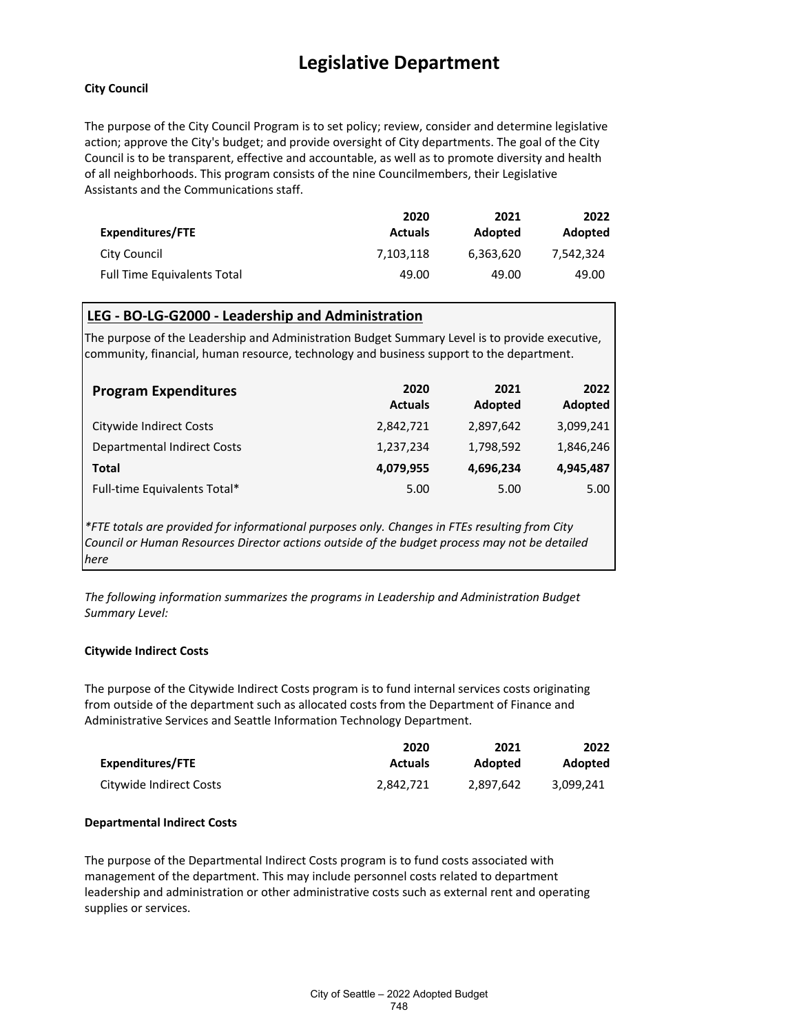# Legislative Department

**City Council**

The purpose of the City Council Program is to set policy; review, consider and determine legislative action; approve the City's budget; and provide oversight of City departments. The goal of the City Council is to be transparent, effective and accountable, as well as to promote diversity and health of all neighborhoods. This program consists of the nine Councilmembers, their Legislative Assistants and the Communications staff.

| Expenditures/FTE | 2020 Actuals | 2021 Adopted | 2022 Adopted |
|---|---|---|---|
| City Council | 7,103,118 | 6,363,620 | 7,542,324 |
| Full Time Equivalents Total | 49.00 | 49.00 | 49.00 |

## LEG - BO-LG-G2000 - Leadership and Administration

The purpose of the Leadership and Administration Budget Summary Level is to provide executive, community, financial, human resource, technology and business support to the department.

| Program Expenditures | 2020 Actuals | 2021 Adopted | 2022 Adopted |
|---|---|---|---|
| Citywide Indirect Costs | 2,842,721 | 2,897,642 | 3,099,241 |
| Departmental Indirect Costs | 1,237,234 | 1,798,592 | 1,846,246 |
| **Total** | **4,079,955** | **4,696,234** | **4,945,487** |
| Full-time Equivalents Total* | 5.00 | 5.00 | 5.00 |

*\*FTE totals are provided for informational purposes only. Changes in FTEs resulting from City Council or Human Resources Director actions outside of the budget process may not be detailed here*

*The following information summarizes the programs in Leadership and Administration Budget Summary Level:*

**Citywide Indirect Costs**

The purpose of the Citywide Indirect Costs program is to fund internal services costs originating from outside of the department such as allocated costs from the Department of Finance and Administrative Services and Seattle Information Technology Department.

| Expenditures/FTE | 2020 Actuals | 2021 Adopted | 2022 Adopted |
|---|---|---|---|
| Citywide Indirect Costs | 2,842,721 | 2,897,642 | 3,099,241 |

**Departmental Indirect Costs**

The purpose of the Departmental Indirect Costs program is to fund costs associated with management of the department. This may include personnel costs related to department leadership and administration or other administrative costs such as external rent and operating supplies or services.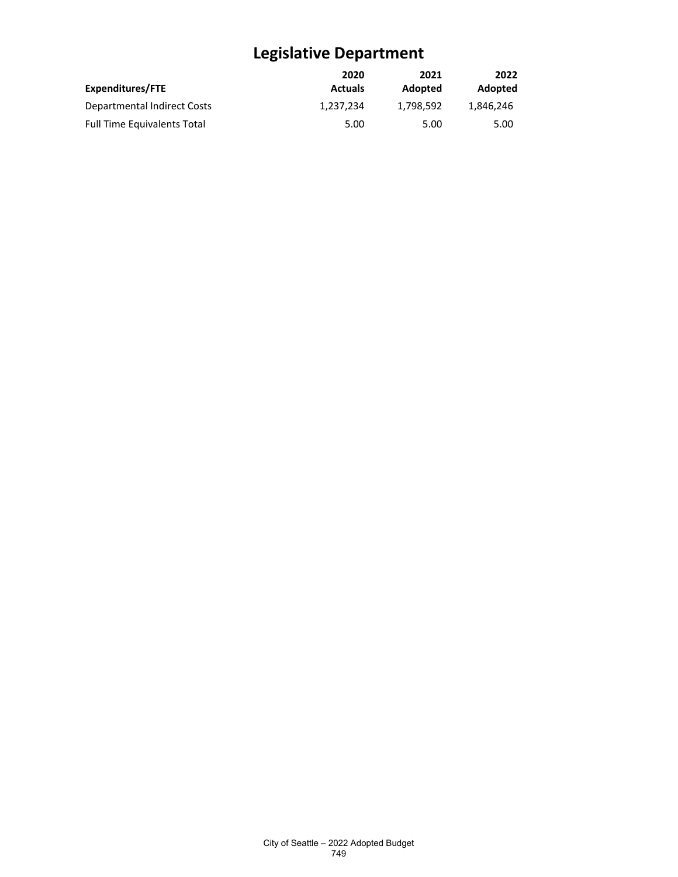# Legislative Department

| Expenditures/FTE | 2020 Actuals | 2021 Adopted | 2022 Adopted |
| --- | --- | --- | --- |
| Departmental Indirect Costs | 1,237,234 | 1,798,592 | 1,846,246 |
| Full Time Equivalents Total | 5.00 | 5.00 | 5.00 |